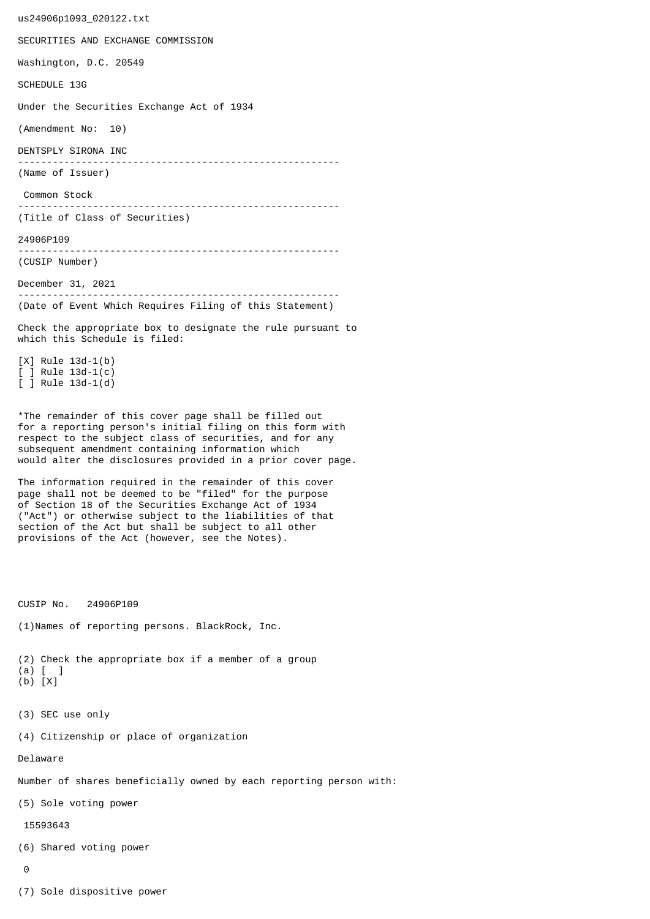us24906p1093_020122.txt

SECURITIES AND EXCHANGE COMMISSION

Washington, D.C. 20549

SCHEDULE 13G

Under the Securities Exchange Act of 1934

(Amendment No: 10)

DENTSPLY SIRONA INC

--------------------------------------------------------

(Name of Issuer)

Common Stock

--------------------------------------------------------

(Title of Class of Securities)

24906P109

--------------------------------------------------------

(CUSIP Number)

December 31, 2021

--------------------------------------------------------

(Date of Event Which Requires Filing of this Statement)

Check the appropriate box to designate the rule pursuant to which this Schedule is filed:

[X] Rule 13d-1(b)
[ ] Rule 13d-1(c)
[ ] Rule 13d-1(d)

*The remainder of this cover page shall be filled out for a reporting person's initial filing on this form with respect to the subject class of securities, and for any subsequent amendment containing information which would alter the disclosures provided in a prior cover page.

The information required in the remainder of this cover page shall not be deemed to be "filed" for the purpose of Section 18 of the Securities Exchange Act of 1934 ("Act") or otherwise subject to the liabilities of that section of the Act but shall be subject to all other provisions of the Act (however, see the Notes).

CUSIP No. 24906P109

(1)Names of reporting persons. BlackRock, Inc.

(2) Check the appropriate box if a member of a group
(a) [ ]
(b) [X]

(3) SEC use only

(4) Citizenship or place of organization

Delaware

Number of shares beneficially owned by each reporting person with:

(5) Sole voting power

15593643

(6) Shared voting power

0

(7) Sole dispositive power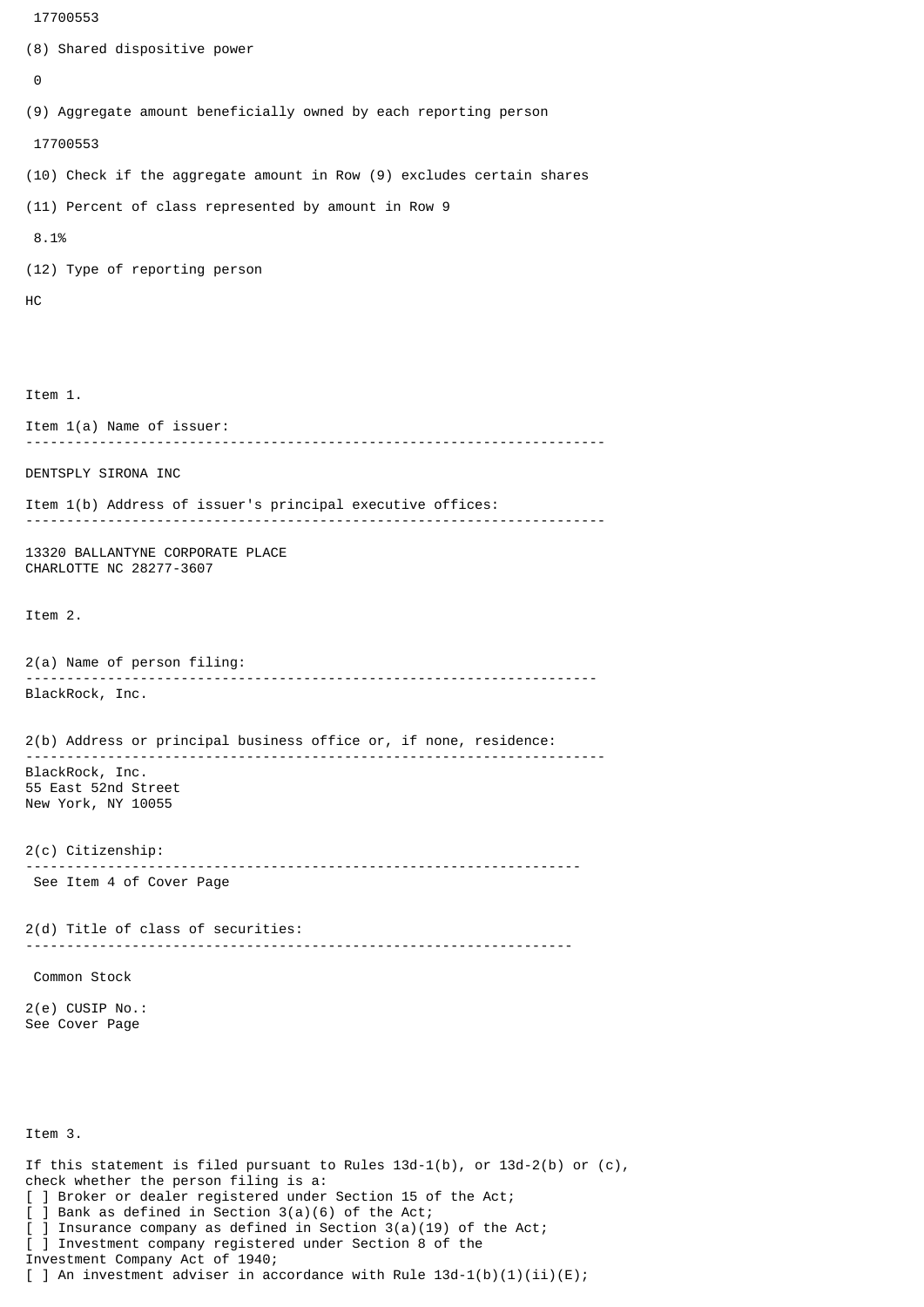17700553

(8) Shared dispositive power

0

(9) Aggregate amount beneficially owned by each reporting person

17700553

(10) Check if the aggregate amount in Row (9) excludes certain shares

(11) Percent of class represented by amount in Row 9

8.1%

(12) Type of reporting person

HC

Item 1.

Item 1(a) Name of issuer:

---

DENTSPLY SIRONA INC

Item 1(b) Address of issuer's principal executive offices:

---

13320 BALLANTYNE CORPORATE PLACE
CHARLOTTE NC 28277-3607

Item 2.

2(a) Name of person filing:

---

BlackRock, Inc.

2(b) Address or principal business office or, if none, residence:

---

BlackRock, Inc.
55 East 52nd Street
New York, NY 10055

2(c) Citizenship:

---

See Item 4 of Cover Page

2(d) Title of class of securities:

---

Common Stock

2(e) CUSIP No.:
See Cover Page

Item 3.

If this statement is filed pursuant to Rules 13d-1(b), or 13d-2(b) or (c), check whether the person filing is a:
[ ] Broker or dealer registered under Section 15 of the Act;
[ ] Bank as defined in Section 3(a)(6) of the Act;
[ ] Insurance company as defined in Section 3(a)(19) of the Act;
[ ] Investment company registered under Section 8 of the Investment Company Act of 1940;
[ ] An investment adviser in accordance with Rule 13d-1(b)(1)(ii)(E);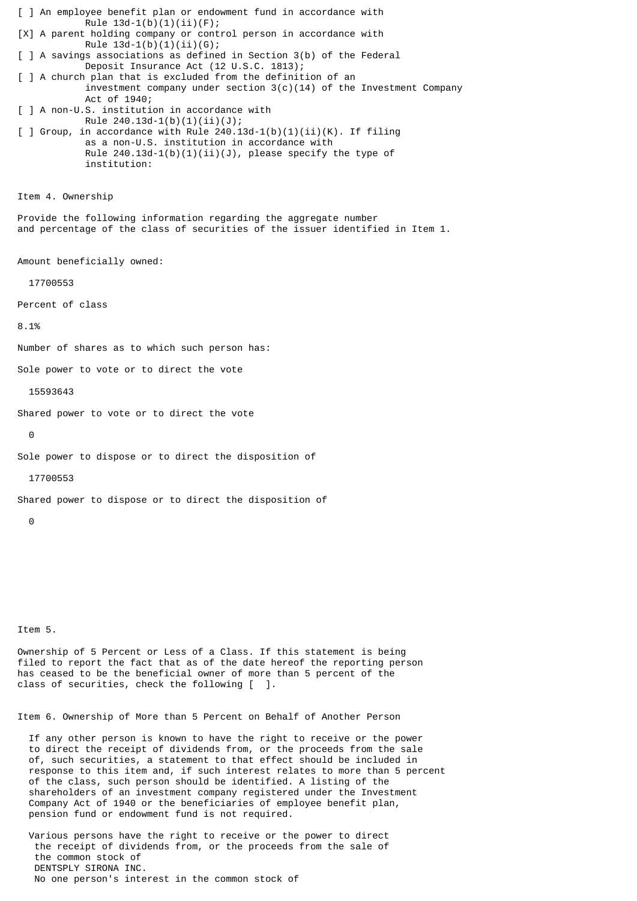[ ] An employee benefit plan or endowment fund in accordance with Rule 13d-1(b)(1)(ii)(F);

[X] A parent holding company or control person in accordance with Rule 13d-1(b)(1)(ii)(G);

[ ] A savings associations as defined in Section 3(b) of the Federal Deposit Insurance Act (12 U.S.C. 1813);

[ ] A church plan that is excluded from the definition of an investment company under section 3(c)(14) of the Investment Company Act of 1940;

[ ] A non-U.S. institution in accordance with Rule 240.13d-1(b)(1)(ii)(J);

[ ] Group, in accordance with Rule 240.13d-1(b)(1)(ii)(K). If filing as a non-U.S. institution in accordance with Rule 240.13d-1(b)(1)(ii)(J), please specify the type of institution:

Item 4. Ownership

Provide the following information regarding the aggregate number and percentage of the class of securities of the issuer identified in Item 1.

Amount beneficially owned:

17700553

Percent of class

8.1%

Number of shares as to which such person has:

Sole power to vote or to direct the vote

15593643

Shared power to vote or to direct the vote

0

Sole power to dispose or to direct the disposition of

17700553

Shared power to dispose or to direct the disposition of

0

Item 5.

Ownership of 5 Percent or Less of a Class. If this statement is being filed to report the fact that as of the date hereof the reporting person has ceased to be the beneficial owner of more than 5 percent of the class of securities, check the following [ ].

Item 6. Ownership of More than 5 Percent on Behalf of Another Person

If any other person is known to have the right to receive or the power to direct the receipt of dividends from, or the proceeds from the sale of, such securities, a statement to that effect should be included in response to this item and, if such interest relates to more than 5 percent of the class, such person should be identified. A listing of the shareholders of an investment company registered under the Investment Company Act of 1940 or the beneficiaries of employee benefit plan, pension fund or endowment fund is not required.

Various persons have the right to receive or the power to direct the receipt of dividends from, or the proceeds from the sale of the common stock of DENTSPLY SIRONA INC. No one person's interest in the common stock of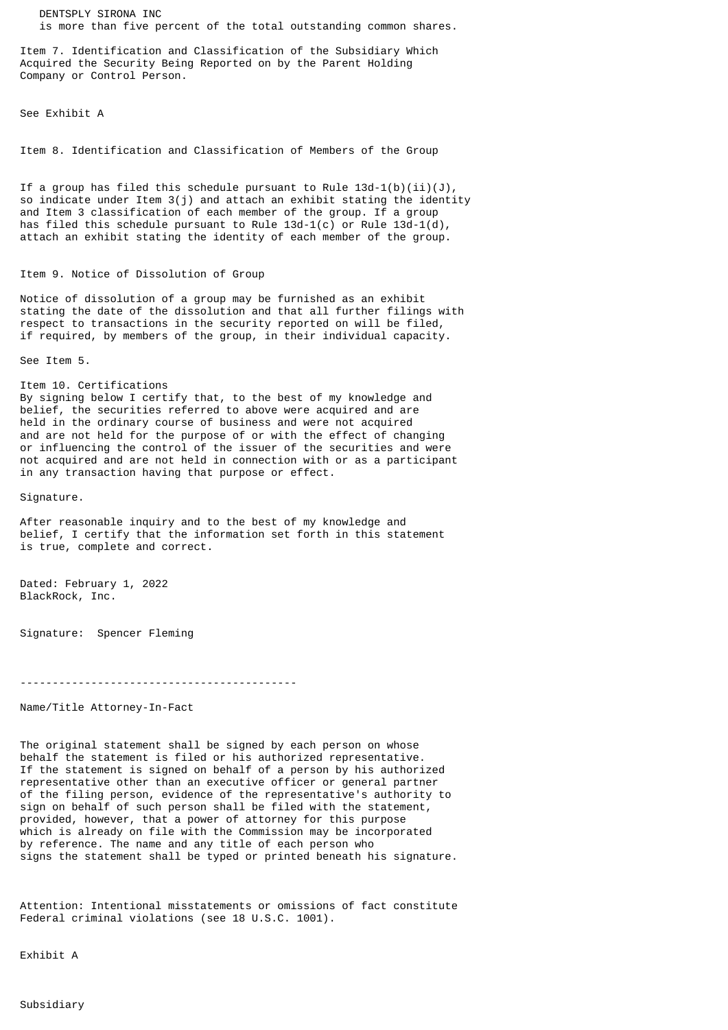DENTSPLY SIRONA INC
is more than five percent of the total outstanding common shares.

Item 7. Identification and Classification of the Subsidiary Which Acquired the Security Being Reported on by the Parent Holding Company or Control Person.

See Exhibit A

Item 8. Identification and Classification of Members of the Group

If a group has filed this schedule pursuant to Rule 13d-1(b)(ii)(J), so indicate under Item 3(j) and attach an exhibit stating the identity and Item 3 classification of each member of the group. If a group has filed this schedule pursuant to Rule 13d-1(c) or Rule 13d-1(d), attach an exhibit stating the identity of each member of the group.

Item 9. Notice of Dissolution of Group

Notice of dissolution of a group may be furnished as an exhibit stating the date of the dissolution and that all further filings with respect to transactions in the security reported on will be filed, if required, by members of the group, in their individual capacity.

See Item 5.

Item 10. Certifications
By signing below I certify that, to the best of my knowledge and belief, the securities referred to above were acquired and are held in the ordinary course of business and were not acquired and are not held for the purpose of or with the effect of changing or influencing the control of the issuer of the securities and were not acquired and are not held in connection with or as a participant in any transaction having that purpose or effect.

Signature.

After reasonable inquiry and to the best of my knowledge and belief, I certify that the information set forth in this statement is true, complete and correct.

Dated: February 1, 2022
BlackRock, Inc.

Signature: Spencer Fleming

-------------------------------------------

Name/Title Attorney-In-Fact

The original statement shall be signed by each person on whose behalf the statement is filed or his authorized representative. If the statement is signed on behalf of a person by his authorized representative other than an executive officer or general partner of the filing person, evidence of the representative's authority to sign on behalf of such person shall be filed with the statement, provided, however, that a power of attorney for this purpose which is already on file with the Commission may be incorporated by reference. The name and any title of each person who signs the statement shall be typed or printed beneath his signature.

Attention: Intentional misstatements or omissions of fact constitute Federal criminal violations (see 18 U.S.C. 1001).

Exhibit A

Subsidiary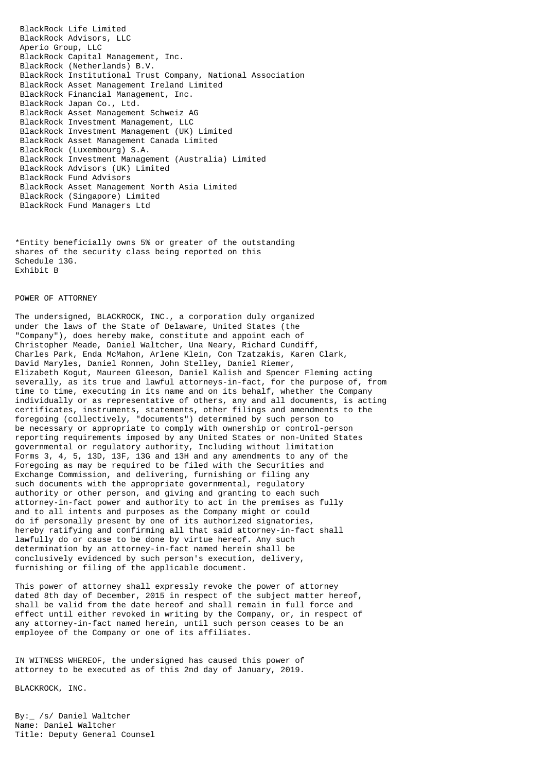BlackRock Life Limited
BlackRock Advisors, LLC
Aperio Group, LLC
BlackRock Capital Management, Inc.
BlackRock (Netherlands) B.V.
BlackRock Institutional Trust Company, National Association
BlackRock Asset Management Ireland Limited
BlackRock Financial Management, Inc.
BlackRock Japan Co., Ltd.
BlackRock Asset Management Schweiz AG
BlackRock Investment Management, LLC
BlackRock Investment Management (UK) Limited
BlackRock Asset Management Canada Limited
BlackRock (Luxembourg) S.A.
BlackRock Investment Management (Australia) Limited
BlackRock Advisors (UK) Limited
BlackRock Fund Advisors
BlackRock Asset Management North Asia Limited
BlackRock (Singapore) Limited
BlackRock Fund Managers Ltd

*Entity beneficially owns 5% or greater of the outstanding shares of the security class being reported on this Schedule 13G.

Exhibit B

POWER OF ATTORNEY

The undersigned, BLACKROCK, INC., a corporation duly organized under the laws of the State of Delaware, United States (the "Company"), does hereby make, constitute and appoint each of Christopher Meade, Daniel Waltcher, Una Neary, Richard Cundiff, Charles Park, Enda McMahon, Arlene Klein, Con Tzatzakis, Karen Clark, David Maryles, Daniel Ronnen, John Stelley, Daniel Riemer, Elizabeth Kogut, Maureen Gleeson, Daniel Kalish and Spencer Fleming acting severally, as its true and lawful attorneys-in-fact, for the purpose of, from time to time, executing in its name and on its behalf, whether the Company individually or as representative of others, any and all documents, is acting certificates, instruments, statements, other filings and amendments to the foregoing (collectively, "documents") determined by such person to be necessary or appropriate to comply with ownership or control-person reporting requirements imposed by any United States or non-United States governmental or regulatory authority, Including without limitation Forms 3, 4, 5, 13D, 13F, 13G and 13H and any amendments to any of the Foregoing as may be required to be filed with the Securities and Exchange Commission, and delivering, furnishing or filing any such documents with the appropriate governmental, regulatory authority or other person, and giving and granting to each such attorney-in-fact power and authority to act in the premises as fully and to all intents and purposes as the Company might or could do if personally present by one of its authorized signatories, hereby ratifying and confirming all that said attorney-in-fact shall lawfully do or cause to be done by virtue hereof. Any such determination by an attorney-in-fact named herein shall be conclusively evidenced by such person's execution, delivery, furnishing or filing of the applicable document.

This power of attorney shall expressly revoke the power of attorney dated 8th day of December, 2015 in respect of the subject matter hereof, shall be valid from the date hereof and shall remain in full force and effect until either revoked in writing by the Company, or, in respect of any attorney-in-fact named herein, until such person ceases to be an employee of the Company or one of its affiliates.

IN WITNESS WHEREOF, the undersigned has caused this power of attorney to be executed as of this 2nd day of January, 2019.

BLACKROCK, INC.

By:_ /s/ Daniel Waltcher
Name: Daniel Waltcher
Title: Deputy General Counsel